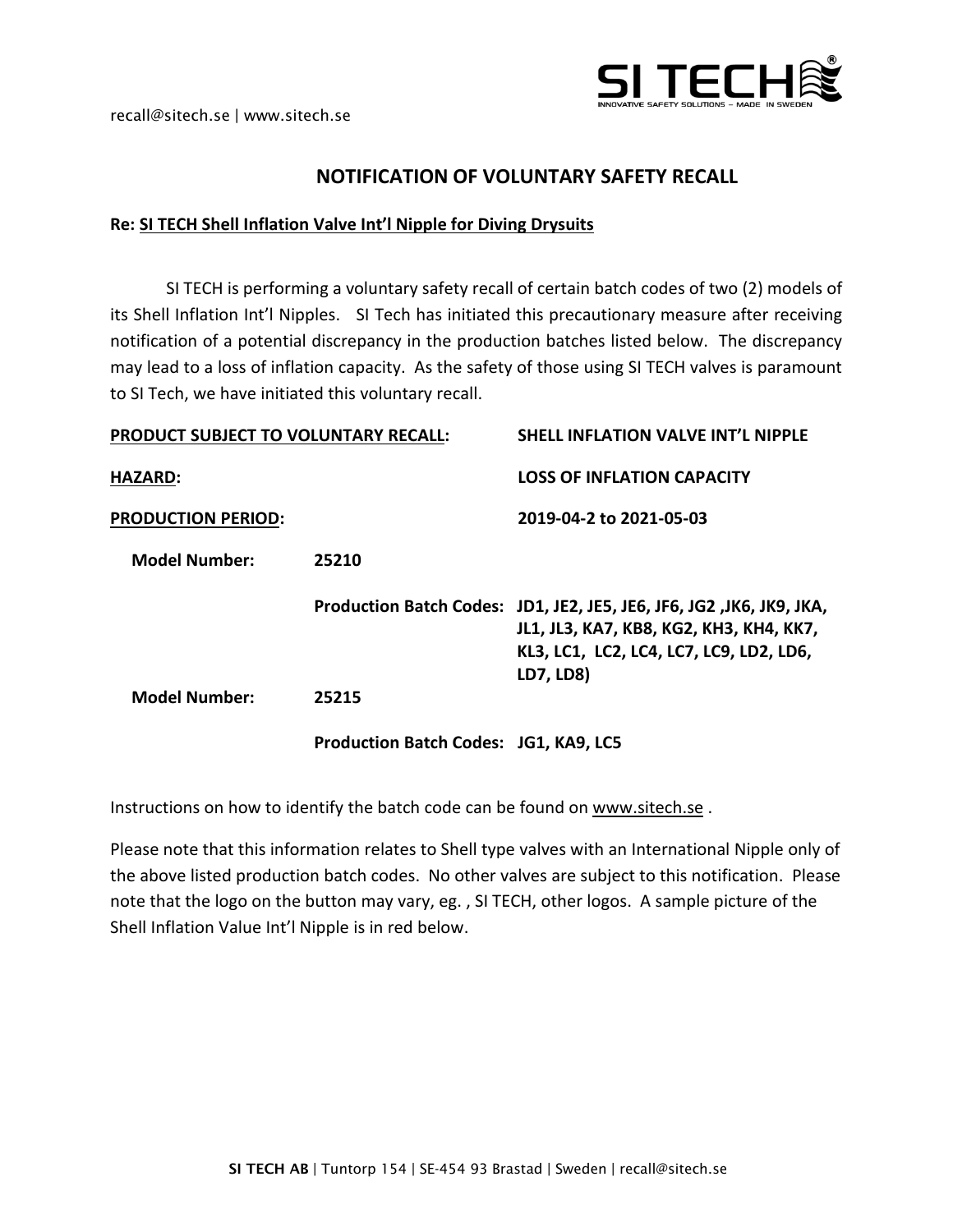recall@sitech.se | www.sitech.se

# NOTIFICATION OF VOLUNTARY SAFETY RECALL

**Re: SI TECH Shell Inflation Valve Int'l Nipple for Diving Drysuits**

SI TECH is performing a voluntary safety recall of certain batch codes of two (2) models of its Shell Inflation Int'l Nipples. SI Tech has initiated this precautionary measure after receiving notification of a potential discrepancy in the production batches listed below. The discrepancy may lead to a loss of inflation capacity. As the safety of those using SI TECH valves is paramount to SI Tech, we have initiated this voluntary recall.

**PRODUCT SUBJECT TO VOLUNTARY RECALL:** **SHELL INFLATION VALVE INT'L NIPPLE**

**HAZARD:** **LOSS OF INFLATION CAPACITY**

**PRODUCTION PERIOD:** **2019-04-2 to 2021-05-03**

**Model Number:** **25210**

**Production Batch Codes:** **JD1, JE2, JE5, JE6, JF6, JG2 ,JK6, JK9, JKA, JL1, JL3, KA7, KB8, KG2, KH3, KH4, KK7, KL3, LC1, LC2, LC4, LC7, LC9, LD2, LD6, LD7, LD8)**

**Model Number:** **25215**

**Production Batch Codes:** **JG1, KA9, LC5**

Instructions on how to identify the batch code can be found on www.sitech.se .

Please note that this information relates to Shell type valves with an International Nipple only of the above listed production batch codes. No other valves are subject to this notification. Please note that the logo on the button may vary, eg. , SI TECH, other logos. A sample picture of the Shell Inflation Value Int'l Nipple is in red below.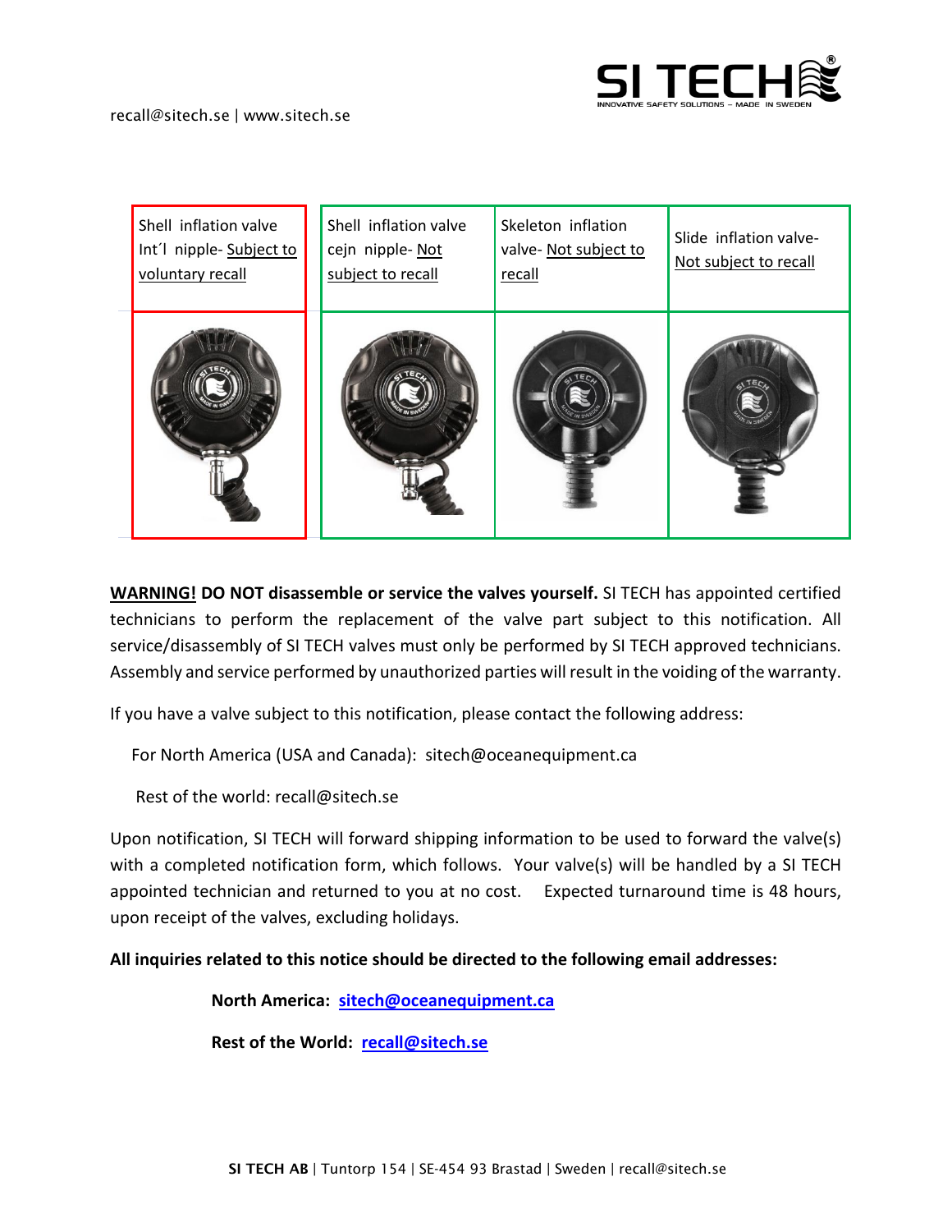| Shell inflation valve Int´l nipple- Subject to voluntary recall | Shell inflation valve cejn nipple- Not subject to recall | Skeleton inflation valve- Not subject to recall | Slide inflation valve- Not subject to recall |
|---|---|---|---|
| | | | |

**WARNING! DO NOT disassemble or service the valves yourself.** SI TECH has appointed certified technicians to perform the replacement of the valve part subject to this notification. All service/disassembly of SI TECH valves must only be performed by SI TECH approved technicians. Assembly and service performed by unauthorized parties will result in the voiding of the warranty.

If you have a valve subject to this notification, please contact the following address:

For North America (USA and Canada): sitech@oceanequipment.ca

Rest of the world: recall@sitech.se

Upon notification, SI TECH will forward shipping information to be used to forward the valve(s) with a completed notification form, which follows. Your valve(s) will be handled by a SI TECH appointed technician and returned to you at no cost. Expected turnaround time is 48 hours, upon receipt of the valves, excluding holidays.

**All inquiries related to this notice should be directed to the following email addresses:**

**North America: sitech@oceanequipment.ca**

**Rest of the World: recall@sitech.se**

**SI TECH AB** | Tuntorp 154 | SE-454 93 Brastad | Sweden | recall@sitech.se